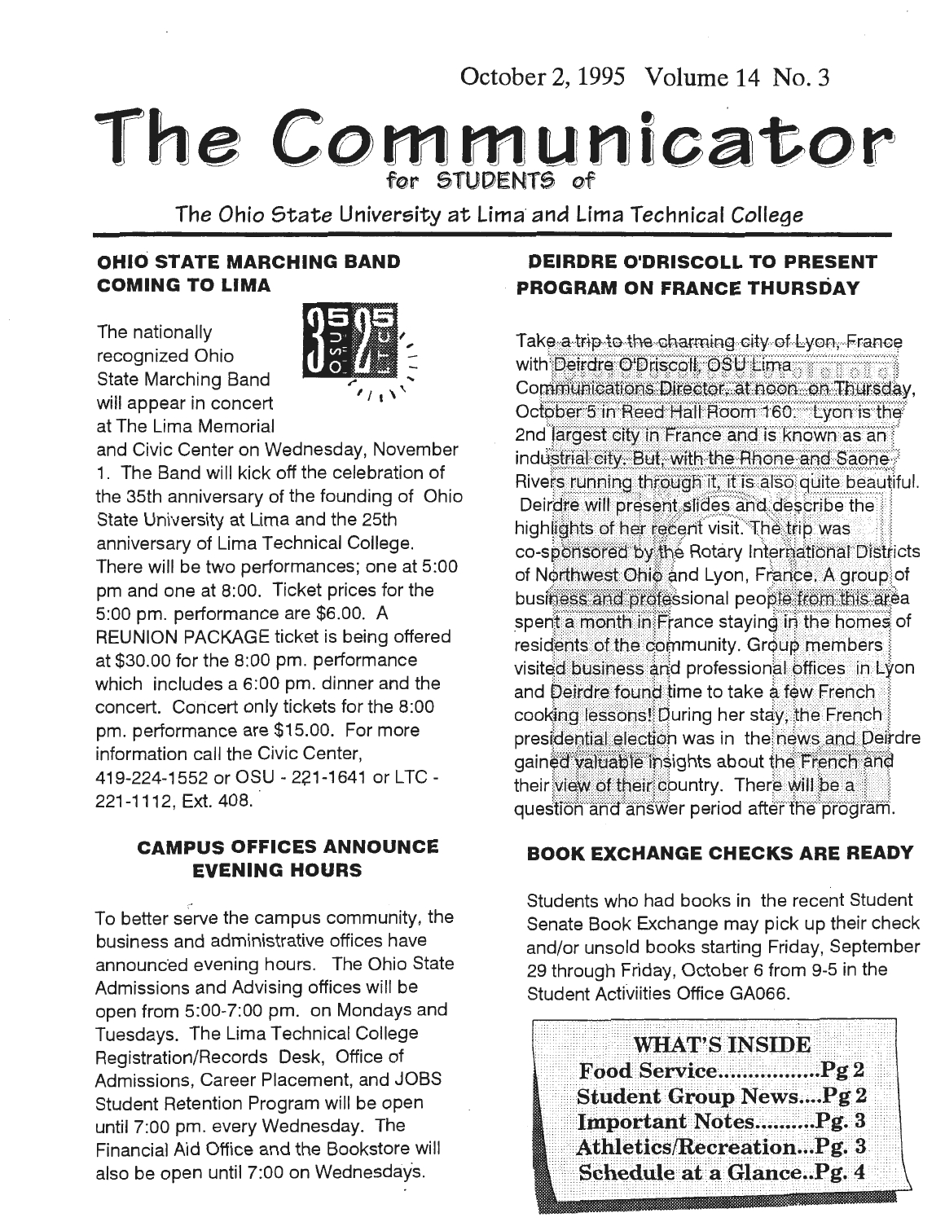October 2, 1995 Volume 14 No. 3

# The Communicator

for STUDENTS of

The Ohio State University at Lima and Lima Technical College

## OHIO STATE MARCHING BAND COMING TO LIMA

The nationally recognized Ohio State Marching Band will appear in concert at The Lima Memorial and Civic Center on Wednesday, November 1. The Band will kick off the celebration of the 35th anniversary of the founding of Ohio State University at Lima and the 25th anniversary of Lima Technical College. There will be two performances; one at 5:00 pm and one at 8:00. Ticket prices for the 5:00 pm. performance are $6.00. A REUNION PACKAGE ticket is being offered at $30.00 for the 8:00 pm. performance which includes a 6:00 pm. dinner and the concert. Concert only tickets for the 8:00 pm. performance are $15.00. For more information call the Civic Center, 419-224-1552 or OSU - 221-1641 or LTC - 221-1112, Ext. 408.

## CAMPUS OFFICES ANNOUNCE EVENING HOURS

To better serve the campus community, the business and administrative offices have announced evening hours. The Ohio State Admissions and Advising offices will be open from 5:00-7:00 pm. on Mondays and Tuesdays. The Lima Technical College Registration/Records Desk, Office of Admissions, Career Placement, and JOBS Student Retention Program will be open until 7:00 pm. every Wednesday. The Financial Aid Office and the Bookstore will also be open until 7:00 on Wednesdays.

## DEIRDRE O'DRISCOLL TO PRESENT PROGRAM ON FRANCE THURSDAY

Take a trip to the charming city of Lyon, France with Deirdre O'Driscoll, OSU Lima Communications Director, at noon on Thursday, October 5 in Reed Hall Room 160. Lyon is the 2nd largest city in France and is known as an industrial city. But, with the Rhone and Saone Rivers running through it, it is also quite beautiful. Deirdre will present slides and describe the highlights of her recent visit. The trip was co-sponsored by the Rotary International Districts of Northwest Ohio and Lyon, France. A group of business and professional people from this area spent a month in France staying in the homes of residents of the community. Group members visited business and professional offices in Lyon and Deirdre found time to take a few French cooking lessons! During her stay, the French presidential election was in the news and Deirdre gained valuable insights about the French and their view of their country. There will be a question and answer period after the program.

## BOOK EXCHANGE CHECKS ARE READY

Students who had books in the recent Student Senate Book Exchange may pick up their check and/or unsold books starting Friday, September 29 through Friday, October 6 from 9-5 in the Student Activiities Office GA066.

**WHAT'S INSIDE**

**Food Service.................Pg 2**
**Student Group News....Pg 2**
**Important Notes..........Pg. 3**
**Athletics/Recreation...Pg. 3**
**Schedule at a Glance..Pg. 4**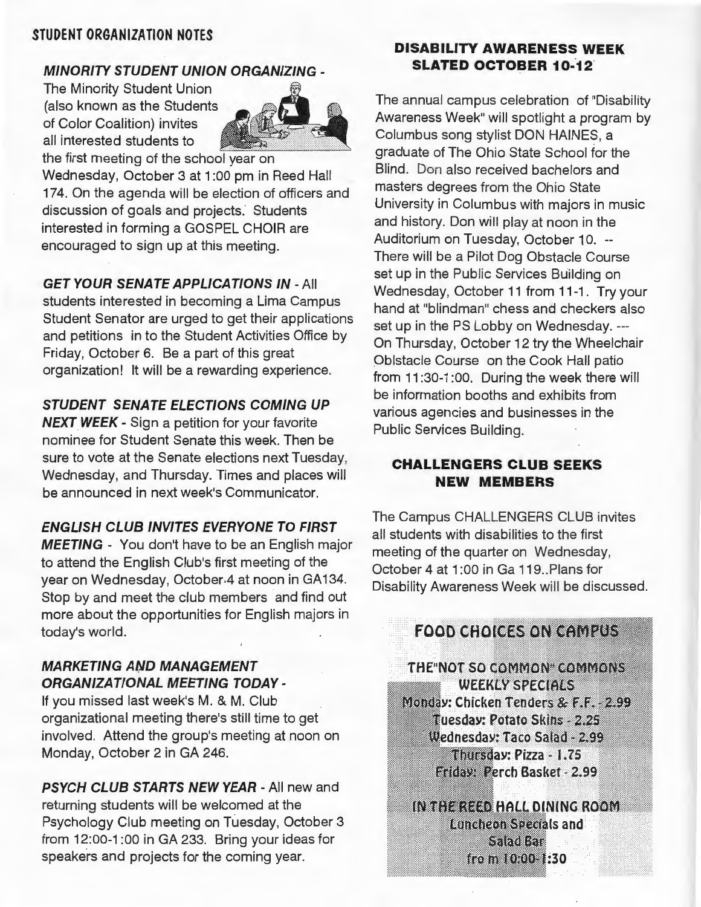## STUDENT ORGANIZATION NOTES

***MINORITY STUDENT UNION ORGANIZING*** - The Minority Student Union (also known as the Students of Color Coalition) invites all interested students to the first meeting of the school year on Wednesday, October 3 at 1:00 pm in Reed Hall 174. On the agenda will be election of officers and discussion of goals and projects. Students interested in forming a GOSPEL CHOIR are encouraged to sign up at this meeting.

***GET YOUR SENATE APPLICATIONS IN*** - All students interested in becoming a Lima Campus Student Senator are urged to get their applications and petitions in to the Student Activities Office by Friday, October 6. Be a part of this great organization! It will be a rewarding experience.

***STUDENT SENATE ELECTIONS COMING UP NEXT WEEK*** - Sign a petition for your favorite nominee for Student Senate this week. Then be sure to vote at the Senate elections next Tuesday, Wednesday, and Thursday. Times and places will be announced in next week's Communicator.

***ENGLISH CLUB INVITES EVERYONE TO FIRST MEETING*** - You don't have to be an English major to attend the English Club's first meeting of the year on Wednesday, October 4 at noon in GA134. Stop by and meet the club members and find out more about the opportunities for English majors in today's world.

***MARKETING AND MANAGEMENT ORGANIZATIONAL MEETING TODAY*** - If you missed last week's M. & M. Club organizational meeting there's still time to get involved. Attend the group's meeting at noon on Monday, October 2 in GA 246.

***PSYCH CLUB STARTS NEW YEAR*** - All new and returning students will be welcomed at the Psychology Club meeting on Tuesday, October 3 from 12:00-1:00 in GA 233. Bring your ideas for speakers and projects for the coming year.

### DISABILITY AWARENESS WEEK SLATED OCTOBER 10-12

The annual campus celebration of "Disability Awareness Week" will spotlight a program by Columbus song stylist DON HAINES, a graduate of The Ohio State School for the Blind. Don also received bachelors and masters degrees from the Ohio State University in Columbus with majors in music and history. Don will play at noon in the Auditorium on Tuesday, October 10. -- There will be a Pilot Dog Obstacle Course set up in the Public Services Building on Wednesday, October 11 from 11-1. Try your hand at "blindman" chess and checkers also set up in the PS Lobby on Wednesday. --- On Thursday, October 12 try the Wheelchair Oblstacle Course on the Cook Hall patio from 11:30-1:00. During the week there will be information booths and exhibits from various agencies and businesses in the Public Services Building.

### CHALLENGERS CLUB SEEKS NEW MEMBERS

The Campus CHALLENGERS CLUB invites all students with disabilities to the first meeting of the quarter on Wednesday, October 4 at 1:00 in Ga 119..Plans for Disability Awareness Week will be discussed.

### FOOD CHOICES ON CAMPUS

**THE "NOT SO COMMON" COMMONS WEEKLY SPECIALS**

Monday: Chicken Tenders & F.F. - 2.99
Tuesday: Potato Skins - 2.25
Wednesday: Taco Salad - 2.99
Thursday: Pizza - 1.75
Friday: Perch Basket - 2.99

**IN THE REED HALL DINING ROOM**

Luncheon Specials and Salad Bar fro m 10:00-1:30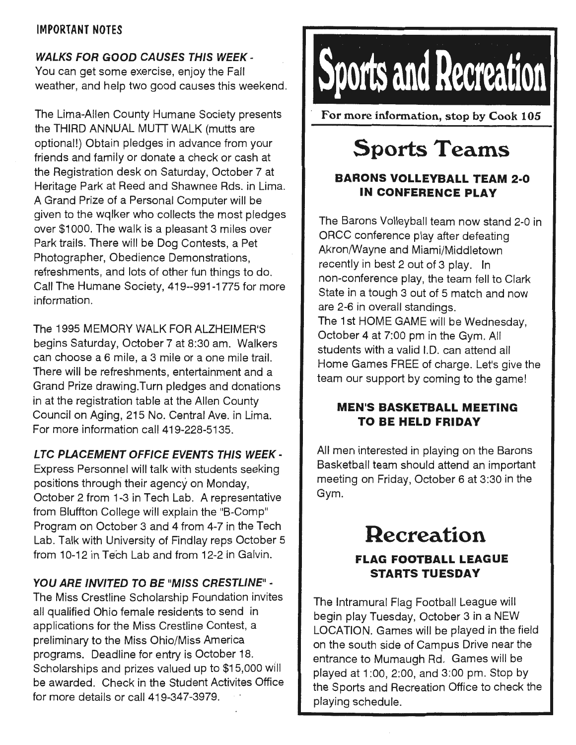## IMPORTANT NOTES

***WALKS FOR GOOD CAUSES THIS WEEK -***
You can get some exercise, enjoy the Fall weather, and help two good causes this weekend.

The Lima-Allen County Humane Society presents the THIRD ANNUAL MUTT WALK (mutts are optional!) Obtain pledges in advance from your friends and family or donate a check or cash at the Registration desk on Saturday, October 7 at Heritage Park at Reed and Shawnee Rds. in Lima. A Grand Prize of a Personal Computer will be given to the wqlker who collects the most pledges over $1000. The walk is a pleasant 3 miles over Park trails. There will be Dog Contests, a Pet Photographer, Obedience Demonstrations, refreshments, and lots of other fun things to do. Call The Humane Society, 419--991-1775 for more information.

The 1995 MEMORY WALK FOR ALZHEIMER'S begins Saturday, October 7 at 8:30 am. Walkers can choose a 6 mile, a 3 mile or a one mile trail. There will be refreshments, entertainment and a Grand Prize drawing.Turn pledges and donations in at the registration table at the Allen County Council on Aging, 215 No. Central Ave. in Lima. For more information call 419-228-5135.

***LTC PLACEMENT OFFICE EVENTS THIS WEEK -***
Express Personnel will talk with students seeking positions through their agency on Monday, October 2 from 1-3 in Tech Lab. A representative from Bluffton College will explain the "B-Comp" Program on October 3 and 4 from 4-7 in the Tech Lab. Talk with University of Findlay reps October 5 from 10-12 in Tech Lab and from 12-2 in Galvin.

***YOU ARE INVITED TO BE "MISS CRESTLINE" -***
The Miss Crestline Scholarship Foundation invites all qualified Ohio female residents to send in applications for the Miss Crestline Contest, a preliminary to the Miss Ohio/Miss America programs. Deadline for entry is October 18. Scholarships and prizes valued up to $15,000 will be awarded. Check in the Student Activites Office for more details or call 419-347-3979.

# Sports and Recreation

**For more information, stop by Cook 105**

## Sports Teams

### BARONS VOLLEYBALL TEAM 2-0 IN CONFERENCE PLAY

The Barons Volleyball team now stand 2-0 in ORCC conference play after defeating Akron/Wayne and Miami/Middletown recently in best 2 out of 3 play. In non-conference play, the team fell to Clark State in a tough 3 out of 5 match and now are 2-6 in overall standings.
The 1st HOME GAME will be Wednesday, October 4 at 7:00 pm in the Gym. All students with a valid I.D. can attend all Home Games FREE of charge. Let's give the team our support by coming to the game!

### MEN'S BASKETBALL MEETING TO BE HELD FRIDAY

All men interested in playing on the Barons Basketball team should attend an important meeting on Friday, October 6 at 3:30 in the Gym.

## Recreation

### FLAG FOOTBALL LEAGUE STARTS TUESDAY

The Intramural Flag Football League will begin play Tuesday, October 3 in a NEW LOCATION. Games will be played in the field on the south side of Campus Drive near the entrance to Mumaugh Rd. Games will be played at 1:00, 2:00, and 3:00 pm. Stop by the Sports and Recreation Office to check the playing schedule.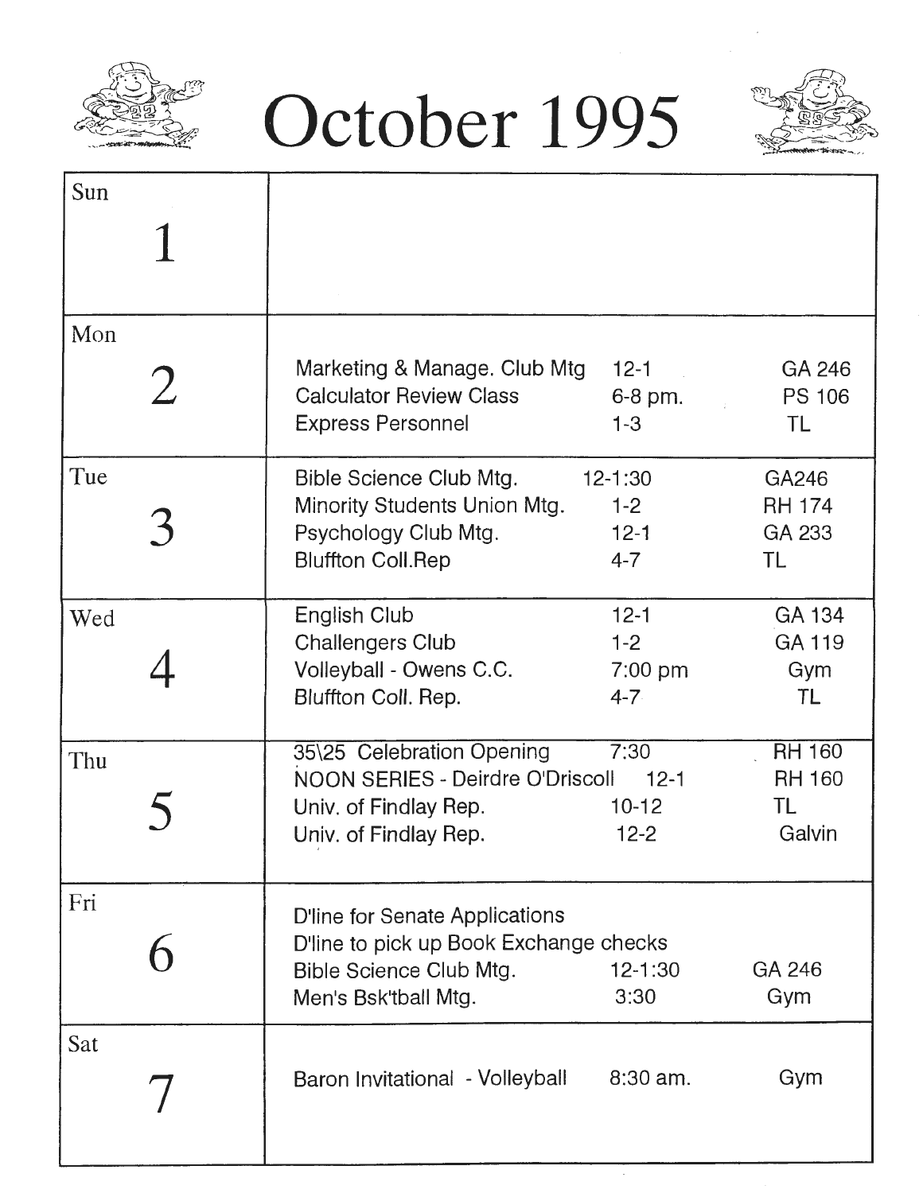# October 1995

| | | | |
|---|---|---|---|
| Sun 1 | | | |
| Mon 2 | Marketing & Manage. Club Mtg | 12-1 | GA 246 |
| | Calculator Review Class | 6-8 pm. | PS 106 |
| | Express Personnel | 1-3 | TL |
| Tue 3 | Bible Science Club Mtg. | 12-1:30 | GA246 |
| | Minority Students Union Mtg. | 1-2 | RH 174 |
| | Psychology Club Mtg. | 12-1 | GA 233 |
| | Bluffton Coll.Rep | 4-7 | TL |
| Wed 4 | English Club | 12-1 | GA 134 |
| | Challengers Club | 1-2 | GA 119 |
| | Volleyball - Owens C.C. | 7:00 pm | Gym |
| | Bluffton Coll. Rep. | 4-7 | TL |
| Thu 5 | 35\25 Celebration Opening | 7:30 | RH 160 |
| | NOON SERIES - Deirdre O'Driscoll | 12-1 | RH 160 |
| | Univ. of Findlay Rep. | 10-12 | TL |
| | Univ. of Findlay Rep. | 12-2 | Galvin |
| Fri 6 | D'line for Senate Applications | | |
| | D'line to pick up Book Exchange checks | | |
| | Bible Science Club Mtg. | 12-1:30 | GA 246 |
| | Men's Bsk'tball Mtg. | 3:30 | Gym |
| Sat 7 | Baron Invitational - Volleyball | 8:30 am. | Gym |